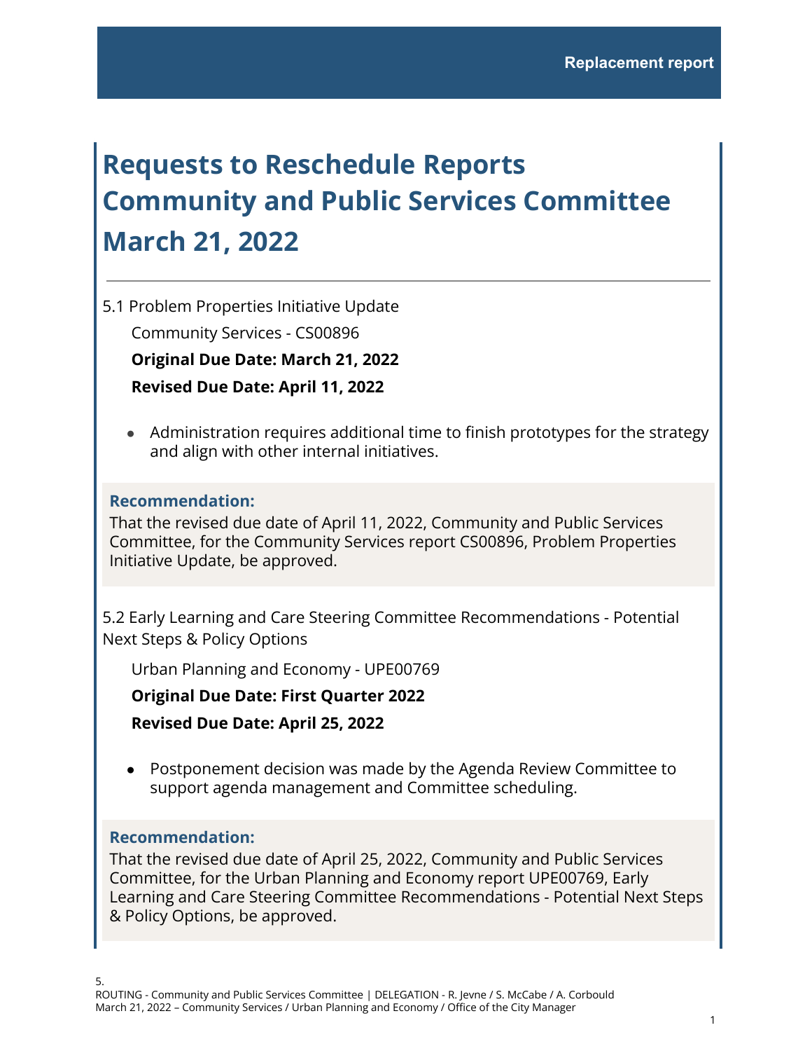Replacement report

# Requests to Reschedule Reports Community and Public Services Committee March 21, 2022

---

5.1 Problem Properties Initiative Update

Community Services - CS00896

**Original Due Date: March 21, 2022**

**Revised Due Date: April 11, 2022**

- Administration requires additional time to finish prototypes for the strategy and align with other internal initiatives.

**Recommendation:**

That the revised due date of April 11, 2022, Community and Public Services Committee, for the Community Services report CS00896, Problem Properties Initiative Update, be approved.

5.2 Early Learning and Care Steering Committee Recommendations - Potential Next Steps & Policy Options

Urban Planning and Economy - UPE00769

**Original Due Date: First Quarter 2022**

**Revised Due Date: April 25, 2022**

- Postponement decision was made by the Agenda Review Committee to support agenda management and Committee scheduling.

**Recommendation:**

That the revised due date of April 25, 2022, Community and Public Services Committee, for the Urban Planning and Economy report UPE00769, Early Learning and Care Steering Committee Recommendations - Potential Next Steps & Policy Options, be approved.

5.

ROUTING - Community and Public Services Committee | DELEGATION - R. Jevne / S. McCabe / A. Corbould

March 21, 2022 – Community Services / Urban Planning and Economy / Office of the City Manager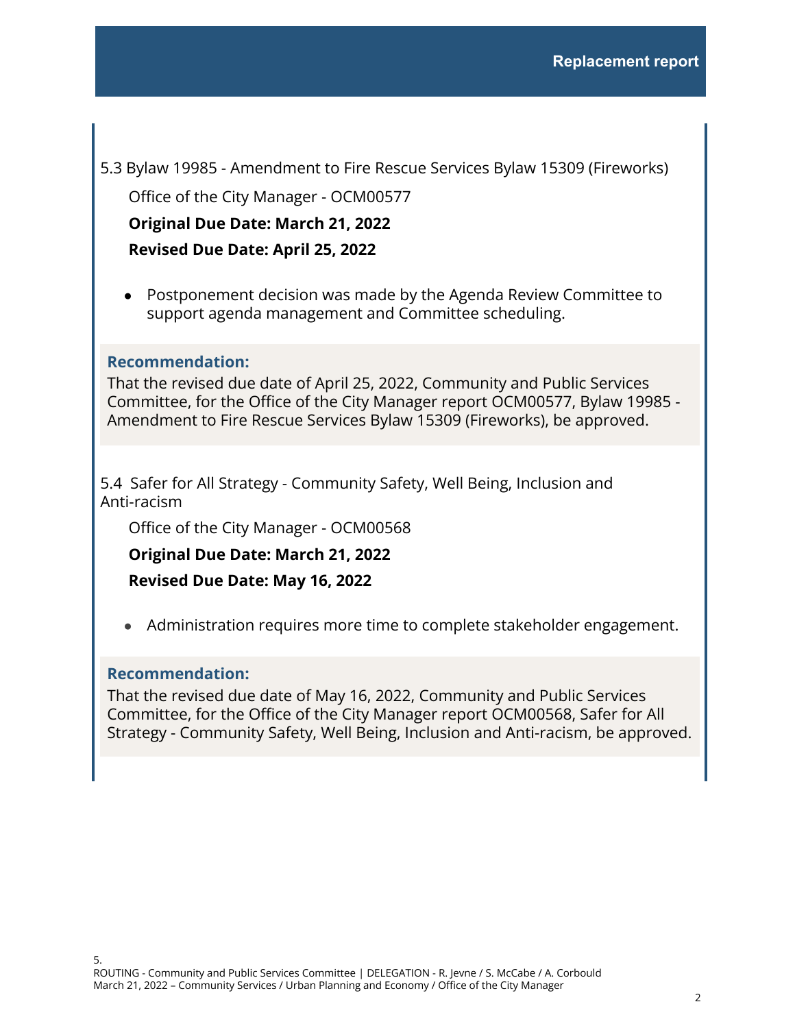Replacement report

5.3 Bylaw 19985 - Amendment to Fire Rescue Services Bylaw 15309 (Fireworks)

Office of the City Manager - OCM00577

**Original Due Date: March 21, 2022**

**Revised Due Date: April 25, 2022**

- Postponement decision was made by the Agenda Review Committee to support agenda management and Committee scheduling.

**Recommendation:**

That the revised due date of April 25, 2022, Community and Public Services Committee, for the Office of the City Manager report OCM00577, Bylaw 19985 - Amendment to Fire Rescue Services Bylaw 15309 (Fireworks), be approved.

5.4 Safer for All Strategy - Community Safety, Well Being, Inclusion and Anti-racism

Office of the City Manager - OCM00568

**Original Due Date: March 21, 2022**

**Revised Due Date: May 16, 2022**

- Administration requires more time to complete stakeholder engagement.

**Recommendation:**

That the revised due date of May 16, 2022, Community and Public Services Committee, for the Office of the City Manager report OCM00568, Safer for All Strategy - Community Safety, Well Being, Inclusion and Anti-racism, be approved.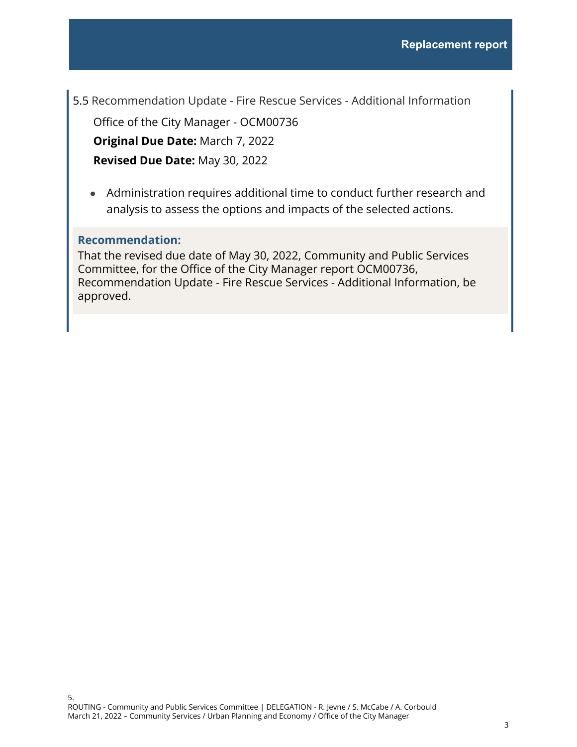**Replacement report**

5.5 Recommendation Update - Fire Rescue Services - Additional Information

Office of the City Manager - OCM00736

**Original Due Date:** March 7, 2022

**Revised Due Date:** May 30, 2022

- Administration requires additional time to conduct further research and analysis to assess the options and impacts of the selected actions.

**Recommendation:**

That the revised due date of May 30, 2022, Community and Public Services Committee, for the Office of the City Manager report OCM00736, Recommendation Update - Fire Rescue Services - Additional Information, be approved.

5.
ROUTING - Community and Public Services Committee | DELEGATION - R. Jevne / S. McCabe / A. Corbould
March 21, 2022 – Community Services / Urban Planning and Economy / Office of the City Manager